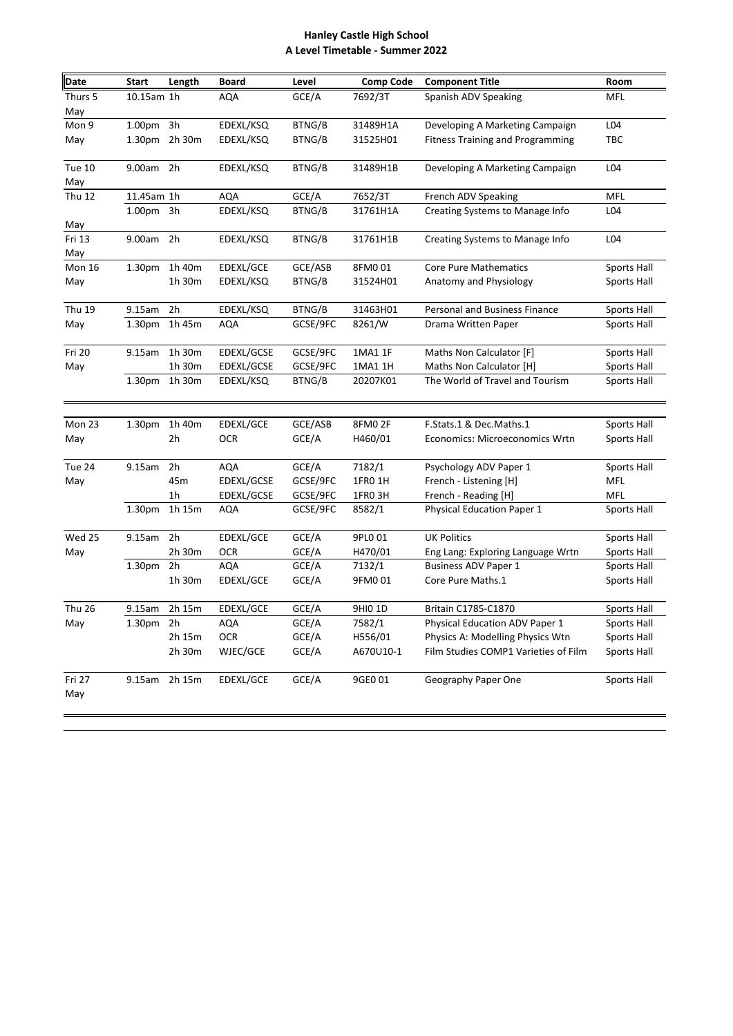**Hanley Castle High School**
**A Level Timetable - Summer 2022**

| Date | Start | Length | Board | Level | Comp Code | Component Title | Room |
|---|---|---|---|---|---|---|---|
| Thurs 5 May | 10.15am | 1h | AQA | GCE/A | 7692/3T | Spanish ADV Speaking | MFL |
| Mon 9 May | 1.00pm | 3h | EDEXL/KSQ | BTNG/B | 31489H1A | Developing A Marketing Campaign | L04 |
| | 1.30pm | 2h 30m | EDEXL/KSQ | BTNG/B | 31525H01 | Fitness Training and Programming | TBC |
| Tue 10 May | 9.00am | 2h | EDEXL/KSQ | BTNG/B | 31489H1B | Developing A Marketing Campaign | L04 |
| Thu 12 May | 11.45am | 1h | AQA | GCE/A | 7652/3T | French ADV Speaking | MFL |
| | 1.00pm | 3h | EDEXL/KSQ | BTNG/B | 31761H1A | Creating Systems to Manage Info | L04 |
| Fri 13 May | 9.00am | 2h | EDEXL/KSQ | BTNG/B | 31761H1B | Creating Systems to Manage Info | L04 |
| Mon 16 May | 1.30pm | 1h 40m | EDEXL/GCE | GCE/ASB | 8FM0 01 | Core Pure Mathematics | Sports Hall |
| | | 1h 30m | EDEXL/KSQ | BTNG/B | 31524H01 | Anatomy and Physiology | Sports Hall |
| Thu 19 May | 9.15am | 2h | EDEXL/KSQ | BTNG/B | 31463H01 | Personal and Business Finance | Sports Hall |
| | 1.30pm | 1h 45m | AQA | GCSE/9FC | 8261/W | Drama Written Paper | Sports Hall |
| Fri 20 May | 9.15am | 1h 30m | EDEXL/GCSE | GCSE/9FC | 1MA1 1F | Maths Non Calculator [F] | Sports Hall |
| | | 1h 30m | EDEXL/GCSE | GCSE/9FC | 1MA1 1H | Maths Non Calculator [H] | Sports Hall |
| | 1.30pm | 1h 30m | EDEXL/KSQ | BTNG/B | 20207K01 | The World of Travel and Tourism | Sports Hall |
| Mon 23 May | 1.30pm | 1h 40m | EDEXL/GCE | GCE/ASB | 8FM0 2F | F.Stats.1 & Dec.Maths.1 | Sports Hall |
| | | 2h | OCR | GCE/A | H460/01 | Economics: Microeconomics Wrtn | Sports Hall |
| Tue 24 May | 9.15am | 2h | AQA | GCE/A | 7182/1 | Psychology ADV Paper 1 | Sports Hall |
| | | 45m | EDEXL/GCSE | GCSE/9FC | 1FR0 1H | French - Listening [H] | MFL |
| | | 1h | EDEXL/GCSE | GCSE/9FC | 1FR0 3H | French - Reading [H] | MFL |
| | 1.30pm | 1h 15m | AQA | GCSE/9FC | 8582/1 | Physical Education Paper 1 | Sports Hall |
| Wed 25 May | 9.15am | 2h | EDEXL/GCE | GCE/A | 9PL0 01 | UK Politics | Sports Hall |
| | | 2h 30m | OCR | GCE/A | H470/01 | Eng Lang: Exploring Language Wrtn | Sports Hall |
| | 1.30pm | 2h | AQA | GCE/A | 7132/1 | Business ADV Paper 1 | Sports Hall |
| | | 1h 30m | EDEXL/GCE | GCE/A | 9FM0 01 | Core Pure Maths.1 | Sports Hall |
| Thu 26 May | 9.15am | 2h 15m | EDEXL/GCE | GCE/A | 9HI0 1D | Britain C1785-C1870 | Sports Hall |
| | 1.30pm | 2h | AQA | GCE/A | 7582/1 | Physical Education ADV Paper 1 | Sports Hall |
| | | 2h 15m | OCR | GCE/A | H556/01 | Physics A: Modelling Physics Wtn | Sports Hall |
| | | 2h 30m | WJEC/GCE | GCE/A | A670U10-1 | Film Studies COMP1 Varieties of Film | Sports Hall |
| Fri 27 May | 9.15am | 2h 15m | EDEXL/GCE | GCE/A | 9GE0 01 | Geography Paper One | Sports Hall |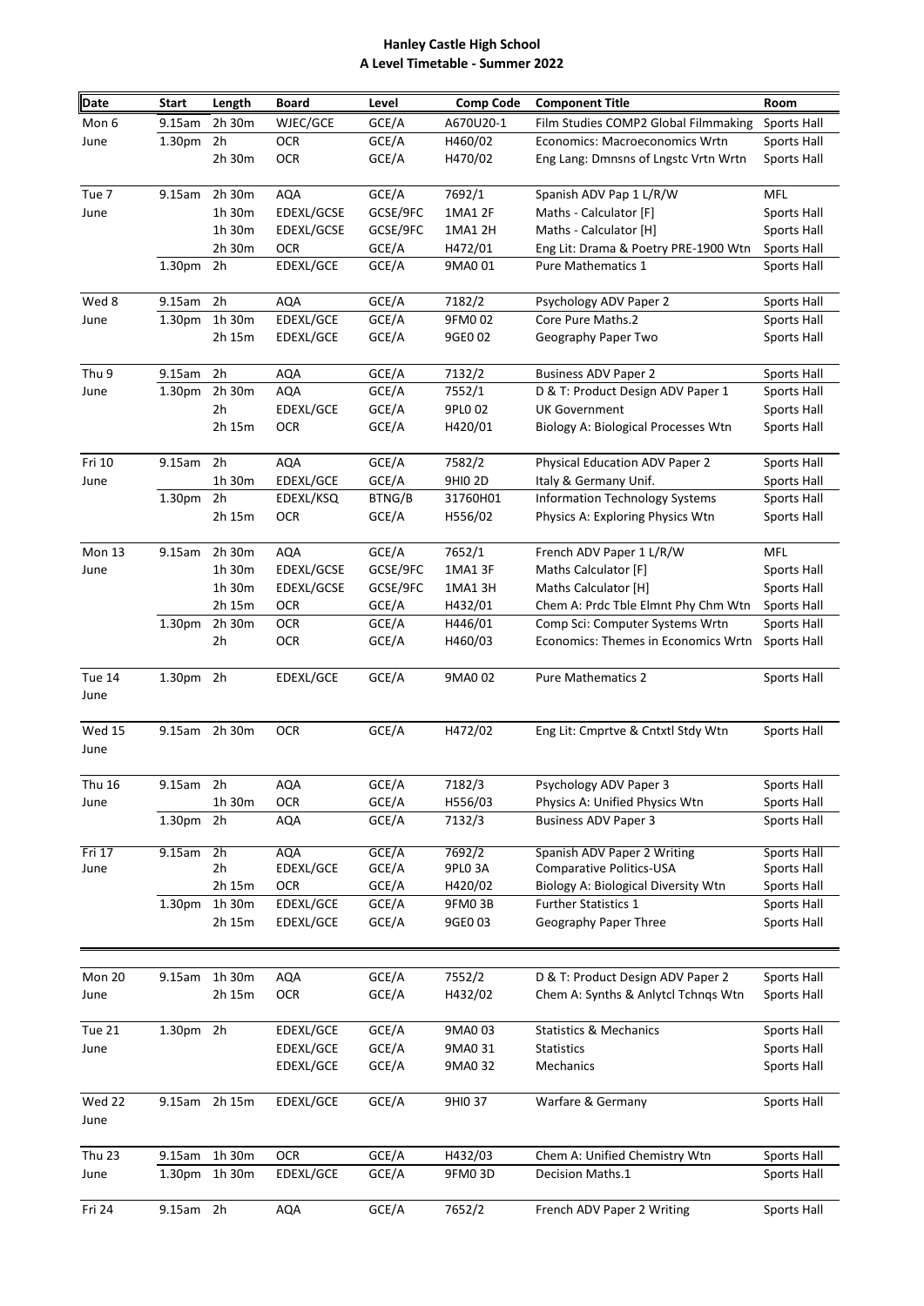**Hanley Castle High School**
**A Level Timetable - Summer 2022**

| Date | Start | Length | Board | Level | Comp Code | Component Title | Room |
|---|---|---|---|---|---|---|---|
| Mon 6 June | 9.15am | 2h 30m | WJEC/GCE | GCE/A | A670U20-1 | Film Studies COMP2 Global Filmmaking | Sports Hall |
| | 1.30pm | 2h | OCR | GCE/A | H460/02 | Economics: Macroeconomics Wrtn | Sports Hall |
| | | 2h 30m | OCR | GCE/A | H470/02 | Eng Lang: Dmnsns of Lngstc Vrtn Wrtn | Sports Hall |
| Tue 7 June | 9.15am | 2h 30m | AQA | GCE/A | 7692/1 | Spanish ADV Pap 1 L/R/W | MFL |
| | | 1h 30m | EDEXL/GCSE | GCSE/9FC | 1MA1 2F | Maths - Calculator [F] | Sports Hall |
| | | 1h 30m | EDEXL/GCSE | GCSE/9FC | 1MA1 2H | Maths - Calculator [H] | Sports Hall |
| | | 2h 30m | OCR | GCE/A | H472/01 | Eng Lit: Drama & Poetry PRE-1900 Wtn | Sports Hall |
| | 1.30pm | 2h | EDEXL/GCE | GCE/A | 9MA0 01 | Pure Mathematics 1 | Sports Hall |
| Wed 8 June | 9.15am | 2h | AQA | GCE/A | 7182/2 | Psychology ADV Paper 2 | Sports Hall |
| | 1.30pm | 1h 30m | EDEXL/GCE | GCE/A | 9FM0 02 | Core Pure Maths.2 | Sports Hall |
| | | 2h 15m | EDEXL/GCE | GCE/A | 9GE0 02 | Geography Paper Two | Sports Hall |
| Thu 9 June | 9.15am | 2h | AQA | GCE/A | 7132/2 | Business ADV Paper 2 | Sports Hall |
| | 1.30pm | 2h 30m | AQA | GCE/A | 7552/1 | D & T: Product Design ADV Paper 1 | Sports Hall |
| | | 2h | EDEXL/GCE | GCE/A | 9PL0 02 | UK Government | Sports Hall |
| | | 2h 15m | OCR | GCE/A | H420/01 | Biology A: Biological Processes Wtn | Sports Hall |
| Fri 10 June | 9.15am | 2h | AQA | GCE/A | 7582/2 | Physical Education ADV Paper 2 | Sports Hall |
| | | 1h 30m | EDEXL/GCE | GCE/A | 9HI0 2D | Italy & Germany Unif. | Sports Hall |
| | 1.30pm | 2h | EDEXL/KSQ | BTNG/B | 31760H01 | Information Technology Systems | Sports Hall |
| | | 2h 15m | OCR | GCE/A | H556/02 | Physics A: Exploring Physics Wtn | Sports Hall |
| Mon 13 June | 9.15am | 2h 30m | AQA | GCE/A | 7652/1 | French ADV Paper 1 L/R/W | MFL |
| | | 1h 30m | EDEXL/GCSE | GCSE/9FC | 1MA1 3F | Maths Calculator [F] | Sports Hall |
| | | 1h 30m | EDEXL/GCSE | GCSE/9FC | 1MA1 3H | Maths Calculator [H] | Sports Hall |
| | | 2h 15m | OCR | GCE/A | H432/01 | Chem A: Prdc Tble Elmnt Phy Chm Wtn | Sports Hall |
| | 1.30pm | 2h 30m | OCR | GCE/A | H446/01 | Comp Sci: Computer Systems Wrtn | Sports Hall |
| | | 2h | OCR | GCE/A | H460/03 | Economics: Themes in Economics Wrtn | Sports Hall |
| Tue 14 June | 1.30pm | 2h | EDEXL/GCE | GCE/A | 9MA0 02 | Pure Mathematics 2 | Sports Hall |
| Wed 15 June | 9.15am | 2h 30m | OCR | GCE/A | H472/02 | Eng Lit: Cmprtve & Cntxtl Stdy Wtn | Sports Hall |
| Thu 16 June | 9.15am | 2h | AQA | GCE/A | 7182/3 | Psychology ADV Paper 3 | Sports Hall |
| | | 1h 30m | OCR | GCE/A | H556/03 | Physics A: Unified Physics Wtn | Sports Hall |
| | 1.30pm | 2h | AQA | GCE/A | 7132/3 | Business ADV Paper 3 | Sports Hall |
| Fri 17 June | 9.15am | 2h | AQA | GCE/A | 7692/2 | Spanish ADV Paper 2 Writing | Sports Hall |
| | | 2h | EDEXL/GCE | GCE/A | 9PL0 3A | Comparative Politics-USA | Sports Hall |
| | | 2h 15m | OCR | GCE/A | H420/02 | Biology A: Biological Diversity Wtn | Sports Hall |
| | 1.30pm | 1h 30m | EDEXL/GCE | GCE/A | 9FM0 3B | Further Statistics 1 | Sports Hall |
| | | 2h 15m | EDEXL/GCE | GCE/A | 9GE0 03 | Geography Paper Three | Sports Hall |
| Mon 20 June | 9.15am | 1h 30m | AQA | GCE/A | 7552/2 | D & T: Product Design ADV Paper 2 | Sports Hall |
| | | 2h 15m | OCR | GCE/A | H432/02 | Chem A: Synths & Anlytcl Tchnqs Wtn | Sports Hall |
| Tue 21 June | 1.30pm | 2h | EDEXL/GCE | GCE/A | 9MA0 03 | Statistics & Mechanics | Sports Hall |
| | | | EDEXL/GCE | GCE/A | 9MA0 31 | Statistics | Sports Hall |
| | | | EDEXL/GCE | GCE/A | 9MA0 32 | Mechanics | Sports Hall |
| Wed 22 June | 9.15am | 2h 15m | EDEXL/GCE | GCE/A | 9HI0 37 | Warfare & Germany | Sports Hall |
| Thu 23 June | 9.15am | 1h 30m | OCR | GCE/A | H432/03 | Chem A: Unified Chemistry Wtn | Sports Hall |
| | 1.30pm | 1h 30m | EDEXL/GCE | GCE/A | 9FM0 3D | Decision Maths.1 | Sports Hall |
| Fri 24 | 9.15am | 2h | AQA | GCE/A | 7652/2 | French ADV Paper 2 Writing | Sports Hall |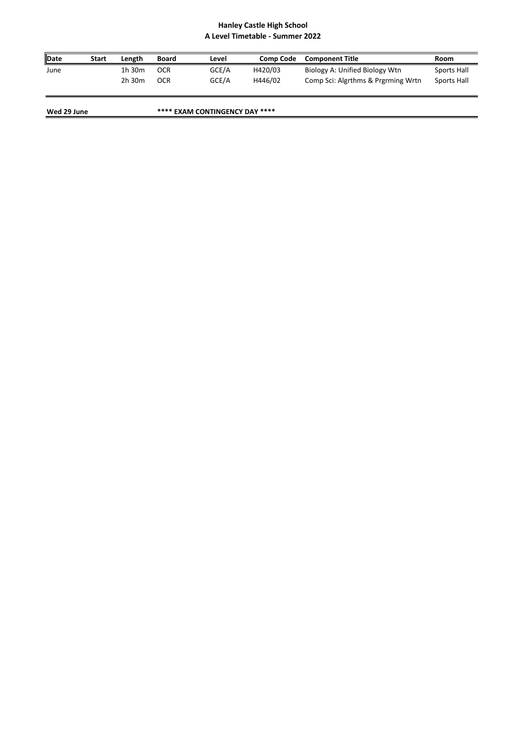**Hanley Castle High School**
**A Level Timetable - Summer 2022**

| Date | Start | Length | Board | Level | Comp Code | Component Title | Room |
|---|---|---|---|---|---|---|---|
| June | | 1h 30m | OCR | GCE/A | H420/03 | Biology A: Unified Biology Wtn | Sports Hall |
| | | 2h 30m | OCR | GCE/A | H446/02 | Comp Sci: Algrthms & Prgrming Wrtn | Sports Hall |

**Wed 29 June** **** EXAM CONTINGENCY DAY ****